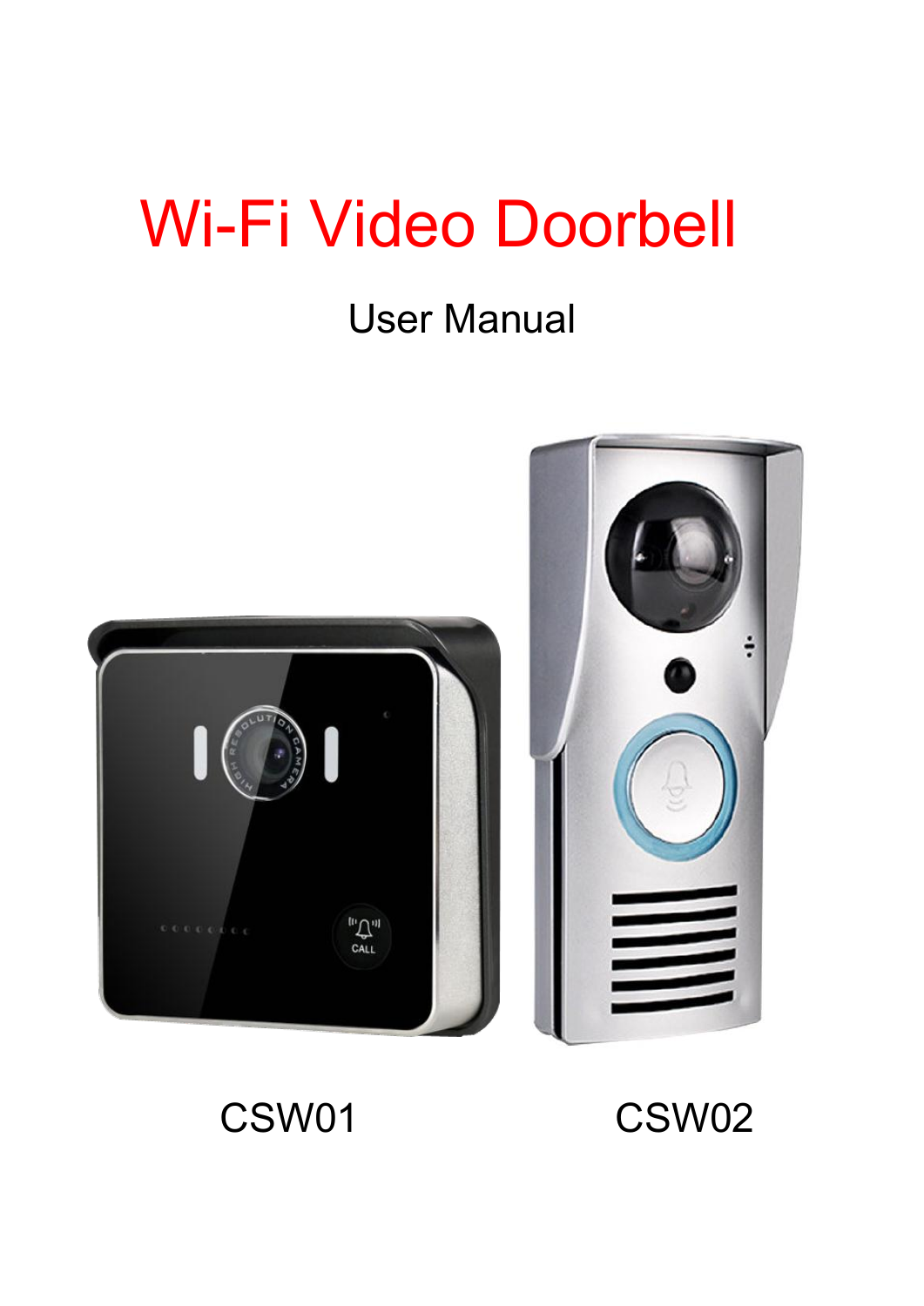# Wi-Fi Video Doorbell

User Manual

CSW01 CSW02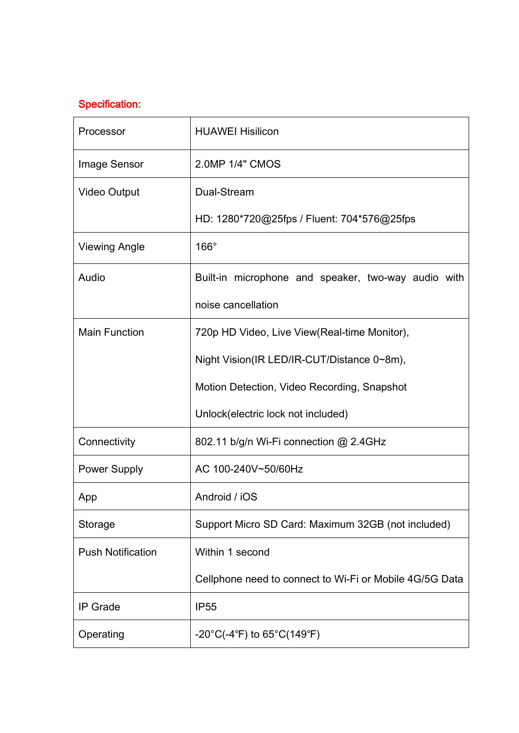**Specification:**

| | |
|---|---|
| Processor | HUAWEI Hisilicon |
| Image Sensor | 2.0MP 1/4" CMOS |
| Video Output | Dual-Stream<br>HD: 1280*720@25fps / Fluent: 704*576@25fps |
| Viewing Angle | 166° |
| Audio | Built-in microphone and speaker, two-way audio with noise cancellation |
| Main Function | 720p HD Video, Live View(Real-time Monitor),<br>Night Vision(IR LED/IR-CUT/Distance 0~8m),<br>Motion Detection, Video Recording, Snapshot<br>Unlock(electric lock not included) |
| Connectivity | 802.11 b/g/n Wi-Fi connection @ 2.4GHz |
| Power Supply | AC 100-240V~50/60Hz |
| App | Android / iOS |
| Storage | Support Micro SD Card: Maximum 32GB (not included) |
| Push Notification | Within 1 second<br>Cellphone need to connect to Wi-Fi or Mobile 4G/5G Data |
| IP Grade | IP55 |
| Operating | -20°C(-4℉) to 65°C(149℉) |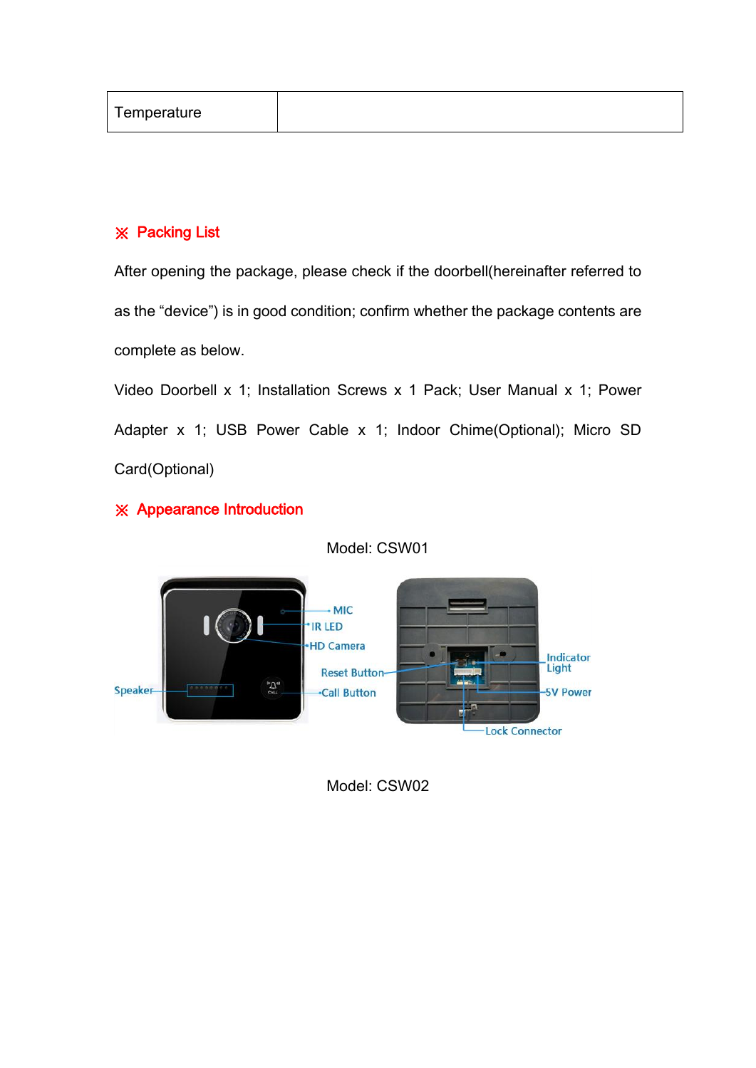| Temperature | |
|---|---|

## ※ Packing List

After opening the package, please check if the doorbell(hereinafter referred to as the "device") is in good condition; confirm whether the package contents are complete as below.

Video Doorbell x 1; Installation Screws x 1 Pack; User Manual x 1; Power Adapter x 1; USB Power Cable x 1; Indoor Chime(Optional); Micro SD Card(Optional)

## ※ Appearance Introduction

Model: CSW01

MIC
IR LED
HD Camera
Reset Button
Speaker
Call Button
Indicator Light
5V Power
Lock Connector

Model: CSW02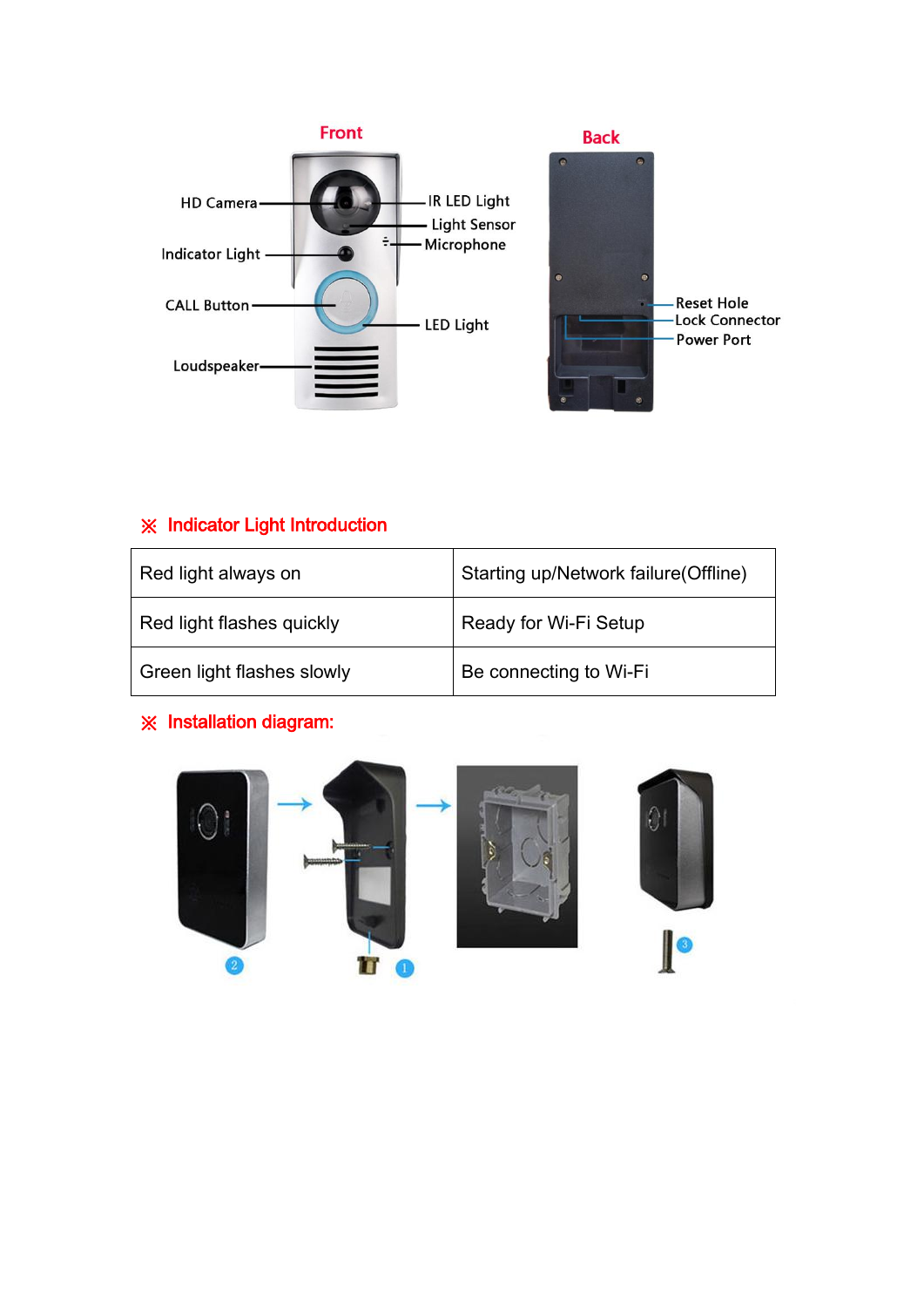Front

HD Camera

Indicator Light

CALL Button

Loudspeaker

IR LED Light

Light Sensor

Microphone

LED Light

Back

Reset Hole

Lock Connector

Power Port

## ※ Indicator Light Introduction

| Red light always on | Starting up/Network failure(Offline) |
|---|---|
| Red light flashes quickly | Ready for Wi-Fi Setup |
| Green light flashes slowly | Be connecting to Wi-Fi |

## ※ Installation diagram: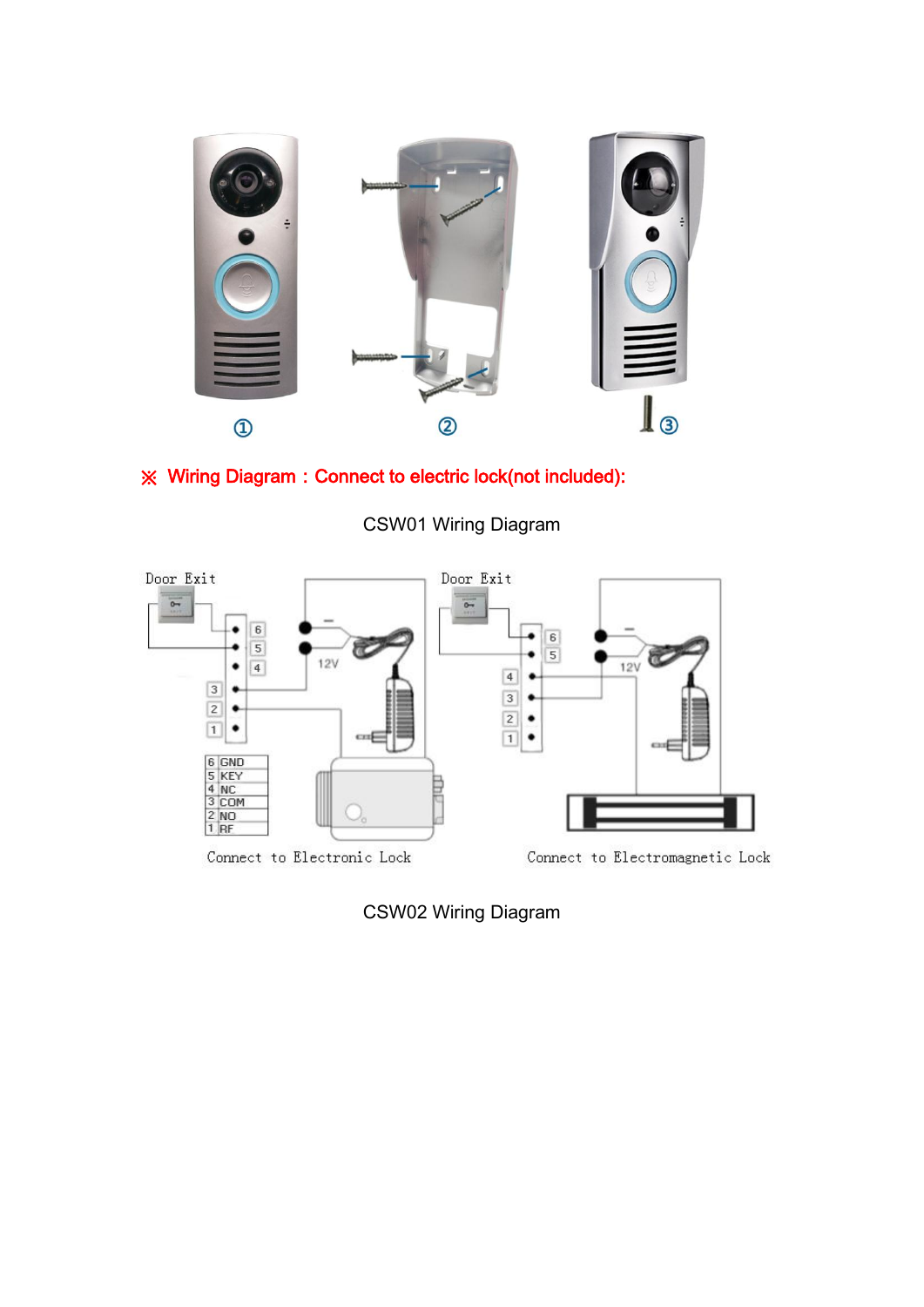①  ②  ③

※ Wiring Diagram：Connect to electric lock(not included):

CSW01 Wiring Diagram

| | |
|---|---|
| 6 | GND |
| 5 | KEY |
| 4 | NC |
| 3 | COM |
| 2 | NO |
| 1 | RF |

Door Exit — Connect to Electronic Lock

Door Exit — Connect to Electromagnetic Lock

CSW02 Wiring Diagram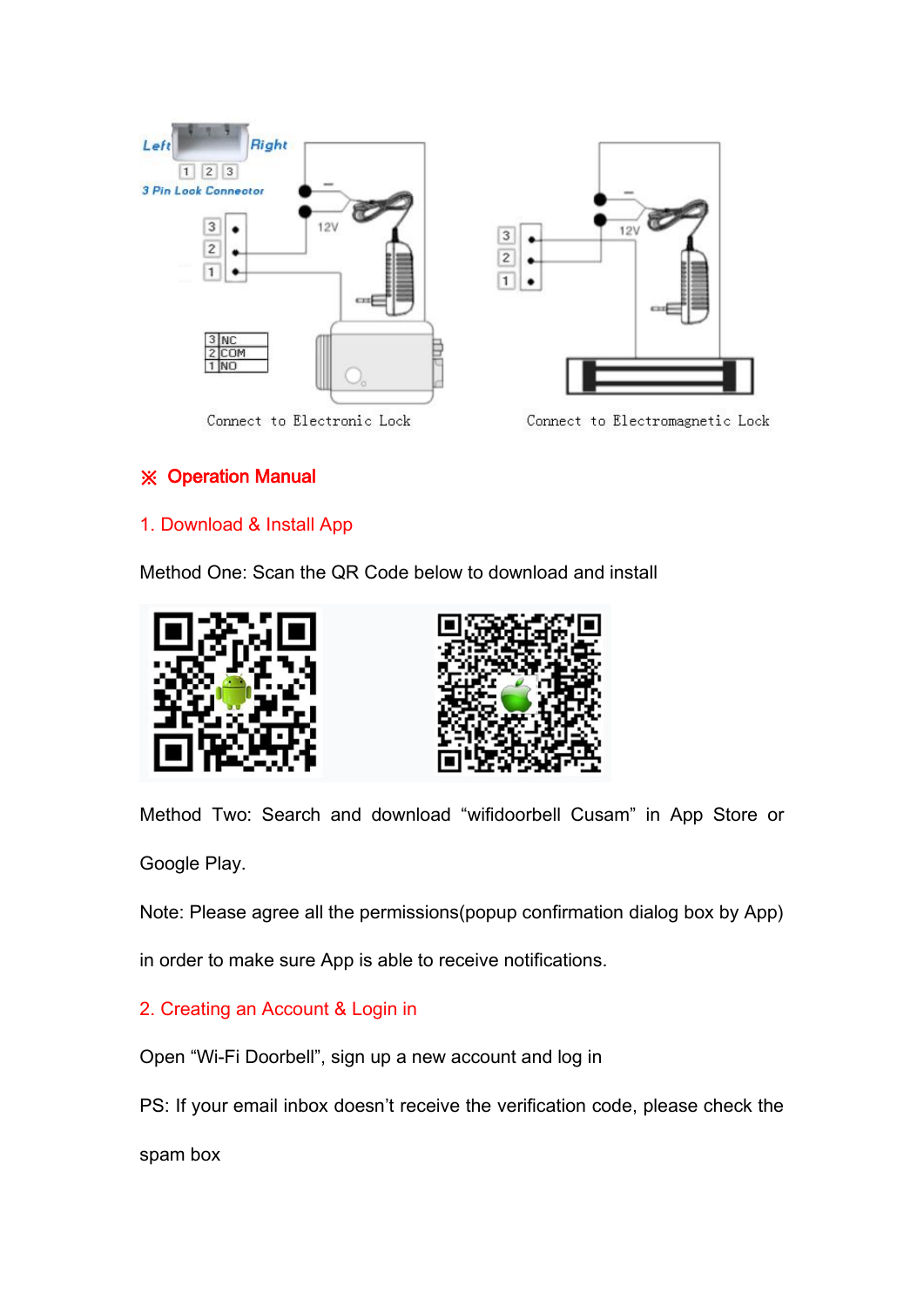Connect to Electronic Lock

Connect to Electromagnetic Lock

## ※ Operation Manual

### 1. Download & Install App

Method One: Scan the QR Code below to download and install

Method Two: Search and download “wifidoorbell Cusam” in App Store or Google Play.

Note: Please agree all the permissions(popup confirmation dialog box by App) in order to make sure App is able to receive notifications.

### 2. Creating an Account & Login in

Open “Wi-Fi Doorbell”, sign up a new account and log in

PS: If your email inbox doesn’t receive the verification code, please check the spam box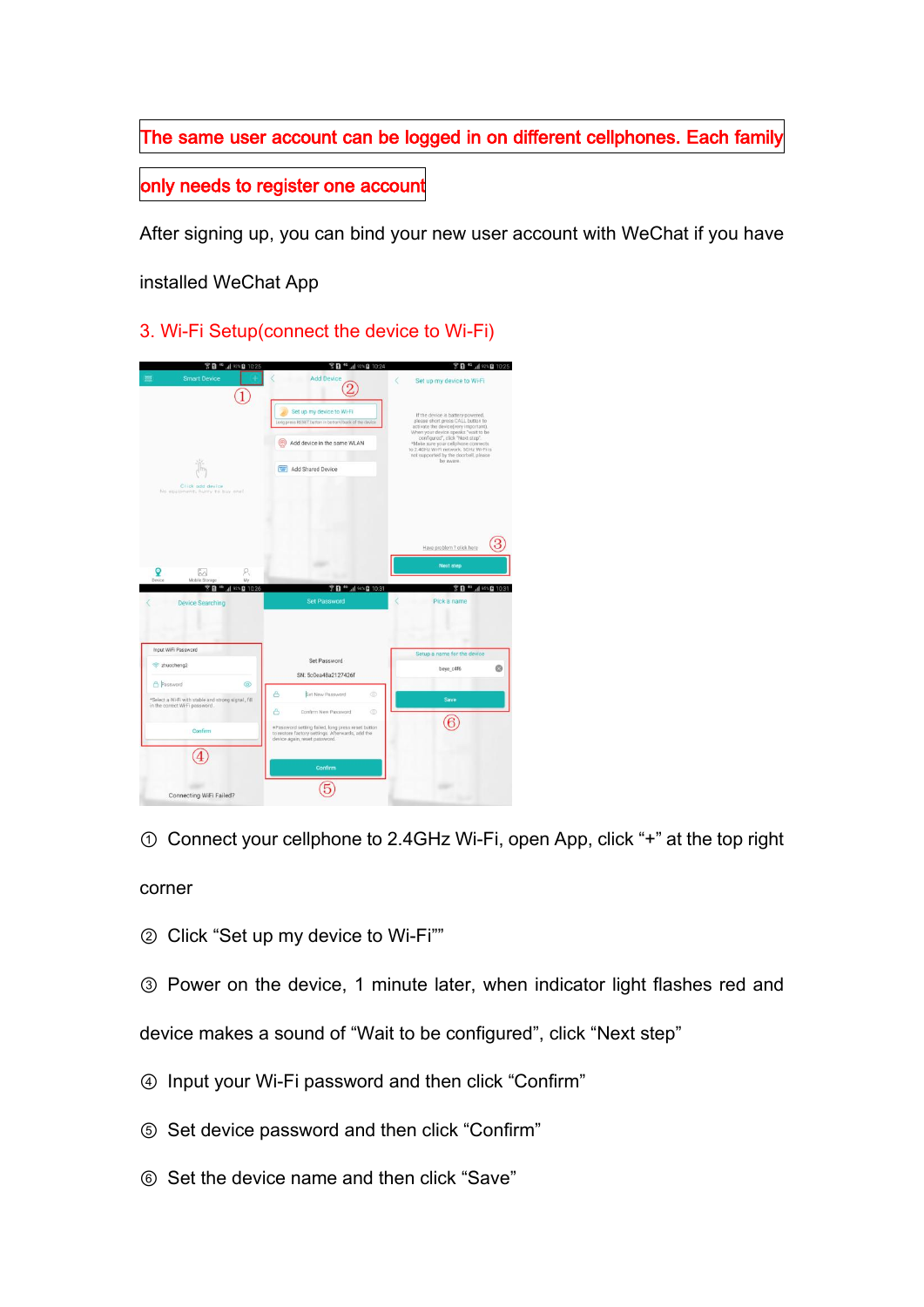**The same user account can be logged in on different cellphones. Each family only needs to register one account**

After signing up, you can bind your new user account with WeChat if you have installed WeChat App

## 3. Wi-Fi Setup(connect the device to Wi-Fi)

① Connect your cellphone to 2.4GHz Wi-Fi, open App, click “+” at the top right corner

② Click “Set up my device to Wi-Fi””

③ Power on the device, 1 minute later, when indicator light flashes red and device makes a sound of “Wait to be configured”, click “Next step”

④ Input your Wi-Fi password and then click “Confirm”

⑤ Set device password and then click “Confirm”

⑥ Set the device name and then click “Save”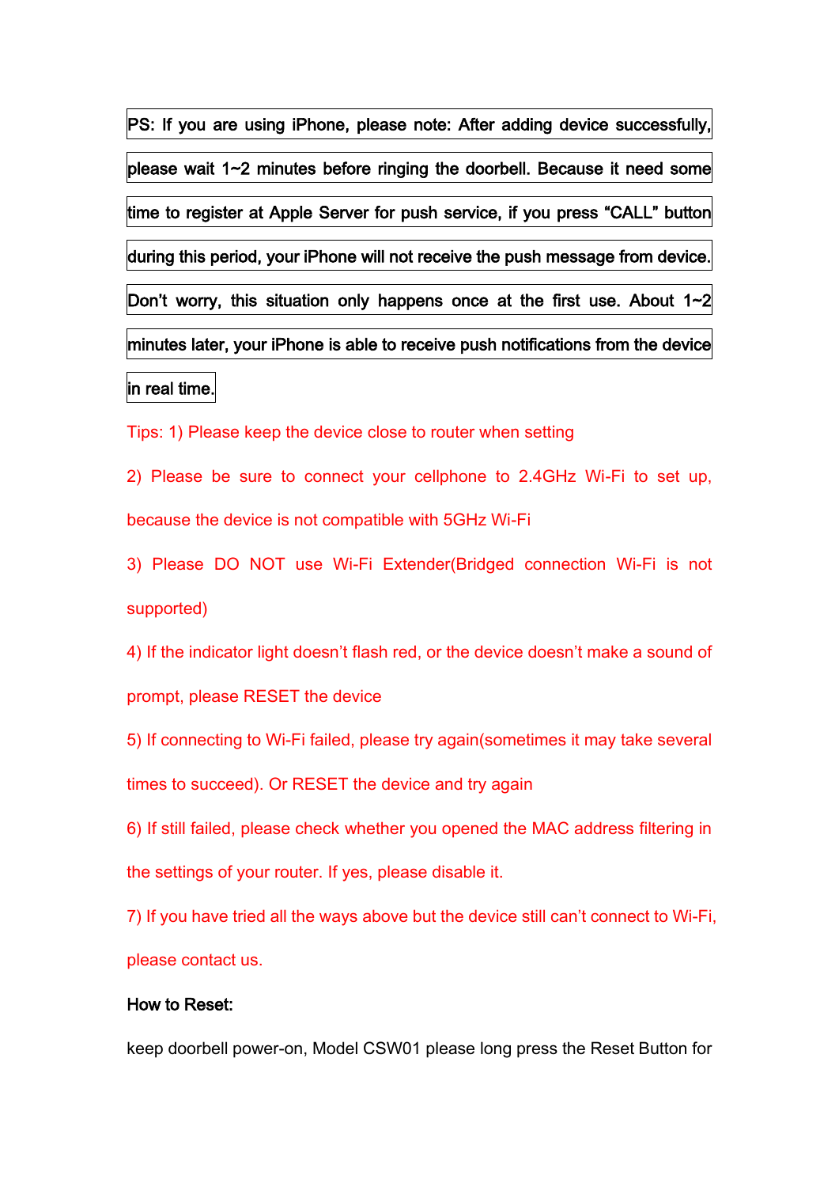PS: If you are using iPhone, please note: After adding device successfully, please wait 1~2 minutes before ringing the doorbell. Because it need some time to register at Apple Server for push service, if you press "CALL" button during this period, your iPhone will not receive the push message from device. Don't worry, this situation only happens once at the first use. About 1~2 minutes later, your iPhone is able to receive push notifications from the device in real time.

Tips: 1) Please keep the device close to router when setting

2) Please be sure to connect your cellphone to 2.4GHz Wi-Fi to set up, because the device is not compatible with 5GHz Wi-Fi

3) Please DO NOT use Wi-Fi Extender(Bridged connection Wi-Fi is not supported)

4) If the indicator light doesn't flash red, or the device doesn't make a sound of prompt, please RESET the device

5) If connecting to Wi-Fi failed, please try again(sometimes it may take several times to succeed). Or RESET the device and try again

6) If still failed, please check whether you opened the MAC address filtering in the settings of your router. If yes, please disable it.

7) If you have tried all the ways above but the device still can't connect to Wi-Fi, please contact us.

**How to Reset:**

keep doorbell power-on, Model CSW01 please long press the Reset Button for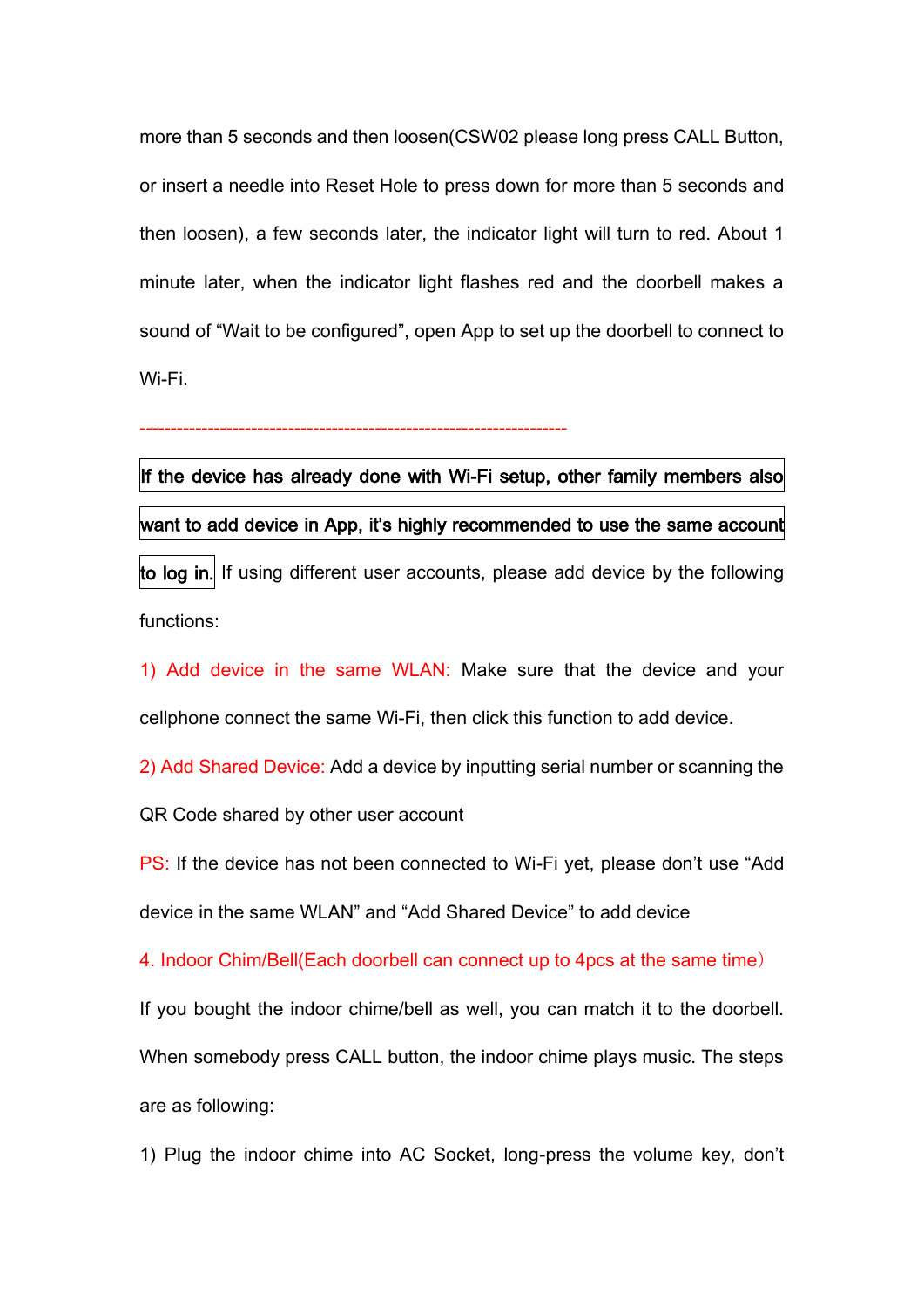more than 5 seconds and then loosen(CSW02 please long press CALL Button, or insert a needle into Reset Hole to press down for more than 5 seconds and then loosen), a few seconds later, the indicator light will turn to red. About 1 minute later, when the indicator light flashes red and the doorbell makes a sound of “Wait to be configured”, open App to set up the doorbell to connect to Wi-Fi.

-------------------------------------------------------------------

**If the device has already done with Wi-Fi setup, other family members also want to add device in App, it's highly recommended to use the same account to log in.** If using different user accounts, please add device by the following functions:

1) Add device in the same WLAN: Make sure that the device and your cellphone connect the same Wi-Fi, then click this function to add device.

2) Add Shared Device: Add a device by inputting serial number or scanning the QR Code shared by other user account

PS: If the device has not been connected to Wi-Fi yet, please don't use “Add device in the same WLAN” and “Add Shared Device” to add device

## 4. Indoor Chim/Bell(Each doorbell can connect up to 4pcs at the same time）

If you bought the indoor chime/bell as well, you can match it to the doorbell. When somebody press CALL button, the indoor chime plays music. The steps are as following:

1) Plug the indoor chime into AC Socket, long-press the volume key, don't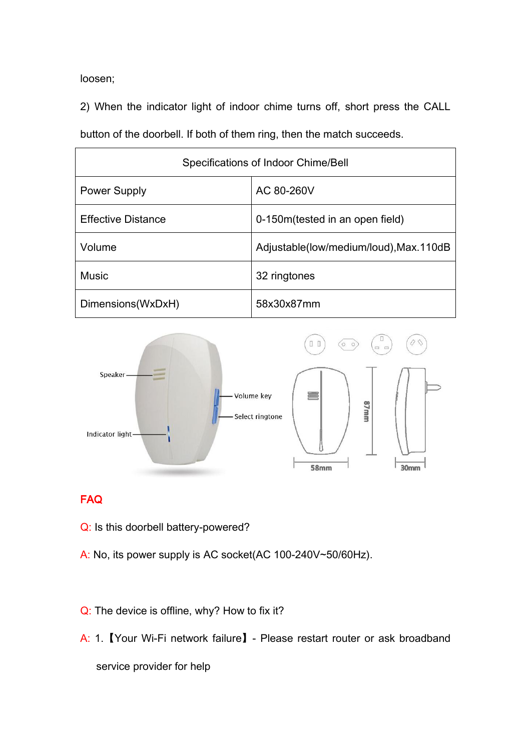loosen;

2) When the indicator light of indoor chime turns off, short press the CALL button of the doorbell. If both of them ring, then the match succeeds.

| Specifications of Indoor Chime/Bell | |
|---|---|
| Power Supply | AC 80-260V |
| Effective Distance | 0-150m(tested in an open field) |
| Volume | Adjustable(low/medium/loud),Max.110dB |
| Music | 32 ringtones |
| Dimensions(WxDxH) | 58x30x87mm |

## FAQ

Q: Is this doorbell battery-powered?

A: No, its power supply is AC socket(AC 100-240V~50/60Hz).

Q: The device is offline, why? How to fix it?

A: 1.【Your Wi-Fi network failure】- Please restart router or ask broadband service provider for help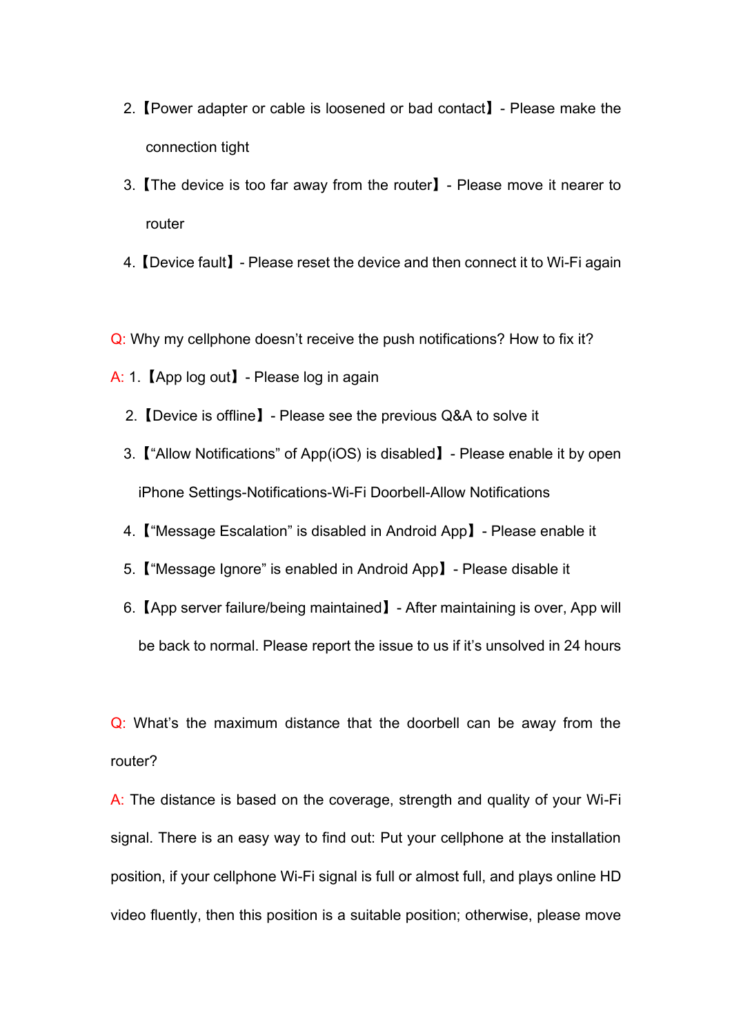2. 【Power adapter or cable is loosened or bad contact】 - Please make the connection tight
3. 【The device is too far away from the router】 - Please move it nearer to router
4. 【Device fault】 - Please reset the device and then connect it to Wi-Fi again

Q: Why my cellphone doesn't receive the push notifications? How to fix it?

A: 1. 【App log out】 - Please log in again

2. 【Device is offline】 - Please see the previous Q&A to solve it
3. 【"Allow Notifications" of App(iOS) is disabled】 - Please enable it by open iPhone Settings-Notifications-Wi-Fi Doorbell-Allow Notifications
4. 【"Message Escalation" is disabled in Android App】 - Please enable it
5. 【"Message Ignore" is enabled in Android App】 - Please disable it
6. 【App server failure/being maintained】 - After maintaining is over, App will be back to normal. Please report the issue to us if it's unsolved in 24 hours

Q: What's the maximum distance that the doorbell can be away from the router?

A: The distance is based on the coverage, strength and quality of your Wi-Fi signal. There is an easy way to find out: Put your cellphone at the installation position, if your cellphone Wi-Fi signal is full or almost full, and plays online HD video fluently, then this position is a suitable position; otherwise, please move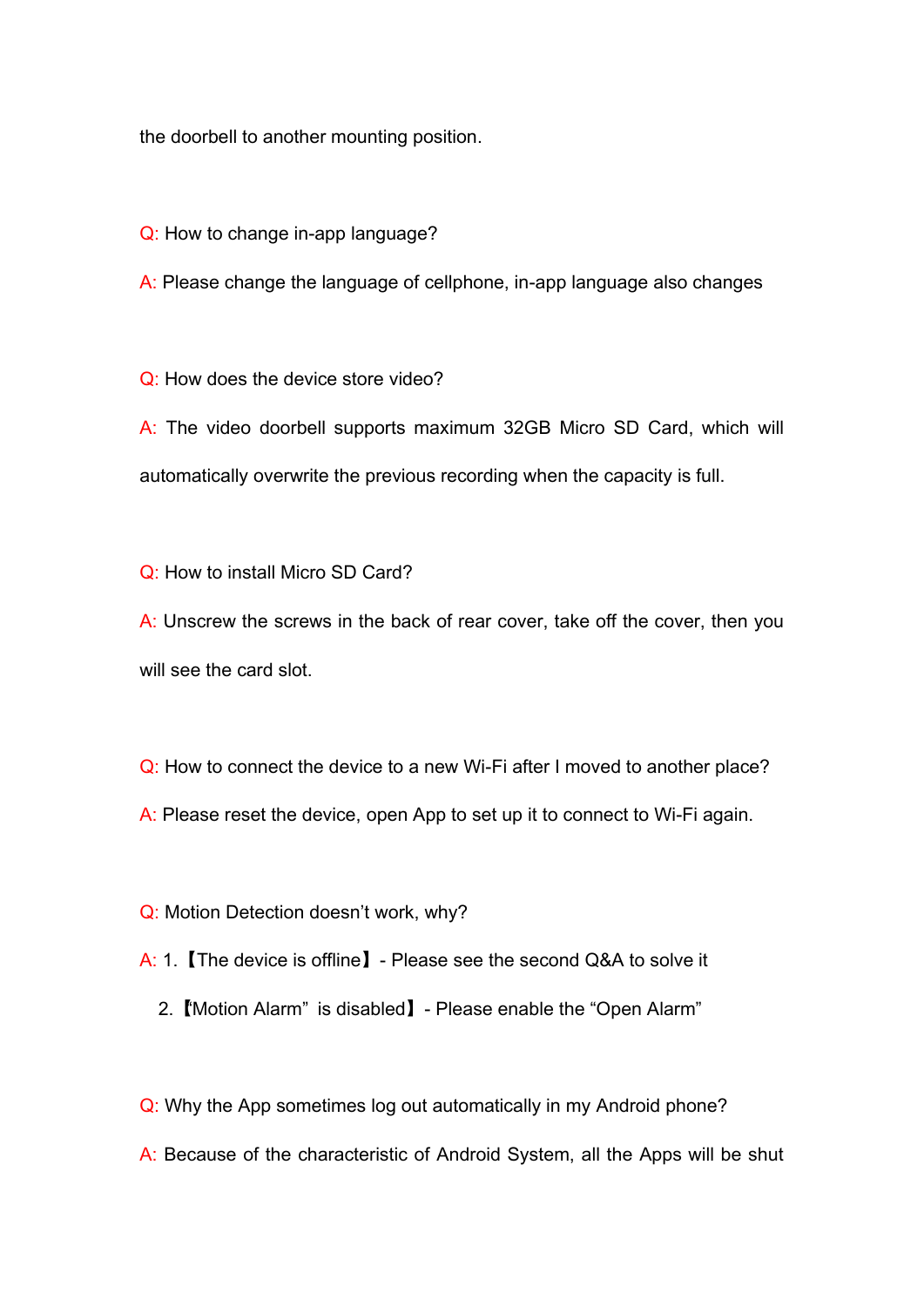the doorbell to another mounting position.

Q: How to change in-app language?

A: Please change the language of cellphone, in-app language also changes

Q: How does the device store video?

A: The video doorbell supports maximum 32GB Micro SD Card, which will automatically overwrite the previous recording when the capacity is full.

Q: How to install Micro SD Card?

A: Unscrew the screws in the back of rear cover, take off the cover, then you will see the card slot.

Q: How to connect the device to a new Wi-Fi after I moved to another place?

A: Please reset the device, open App to set up it to connect to Wi-Fi again.

Q: Motion Detection doesn't work, why?

A: 1.【The device is offline】- Please see the second Q&A to solve it

2.【"Motion Alarm" is disabled】- Please enable the "Open Alarm"

Q: Why the App sometimes log out automatically in my Android phone?

A: Because of the characteristic of Android System, all the Apps will be shut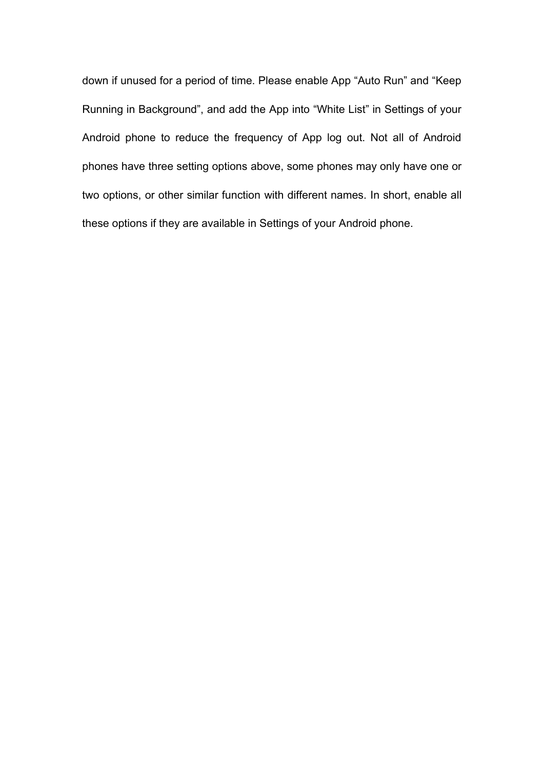down if unused for a period of time. Please enable App “Auto Run” and “Keep Running in Background”, and add the App into “White List” in Settings of your Android phone to reduce the frequency of App log out. Not all of Android phones have three setting options above, some phones may only have one or two options, or other similar function with different names. In short, enable all these options if they are available in Settings of your Android phone.